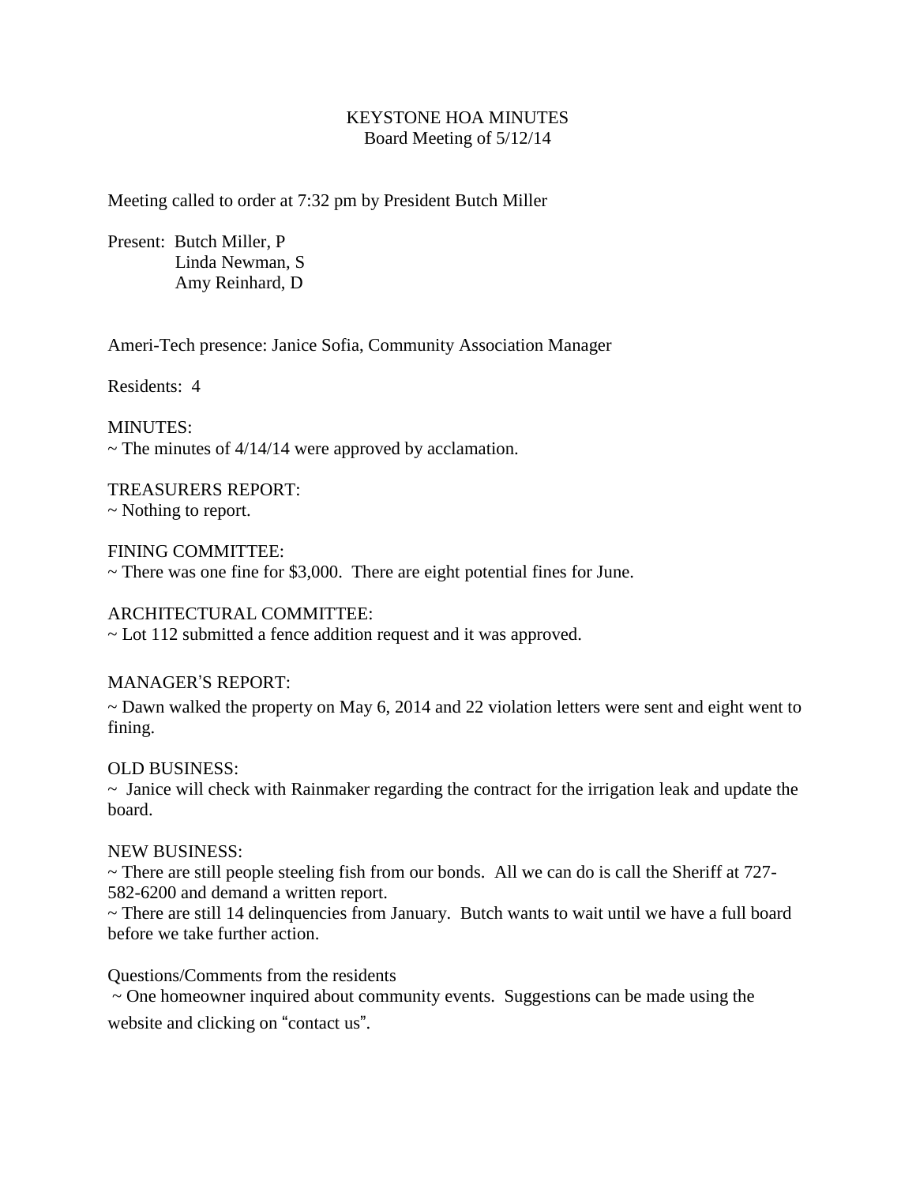# KEYSTONE HOA MINUTES

Board Meeting of 5/12/14

Meeting called to order at 7:32 pm by President Butch Miller

Present: Butch Miller, P
Linda Newman, S
Amy Reinhard, D

Ameri-Tech presence: Janice Sofia, Community Association Manager

Residents: 4

MINUTES:
~ The minutes of 4/14/14 were approved by acclamation.

TREASURERS REPORT:
~ Nothing to report.

FINING COMMITTEE:
~ There was one fine for $3,000. There are eight potential fines for June.

ARCHITECTURAL COMMITTEE:
~ Lot 112 submitted a fence addition request and it was approved.

MANAGER'S REPORT:
~ Dawn walked the property on May 6, 2014 and 22 violation letters were sent and eight went to fining.

OLD BUSINESS:
~ Janice will check with Rainmaker regarding the contract for the irrigation leak and update the board.

NEW BUSINESS:
~ There are still people steeling fish from our bonds. All we can do is call the Sheriff at 727-582-6200 and demand a written report.
~ There are still 14 delinquencies from January. Butch wants to wait until we have a full board before we take further action.

Questions/Comments from the residents
~ One homeowner inquired about community events. Suggestions can be made using the website and clicking on "contact us".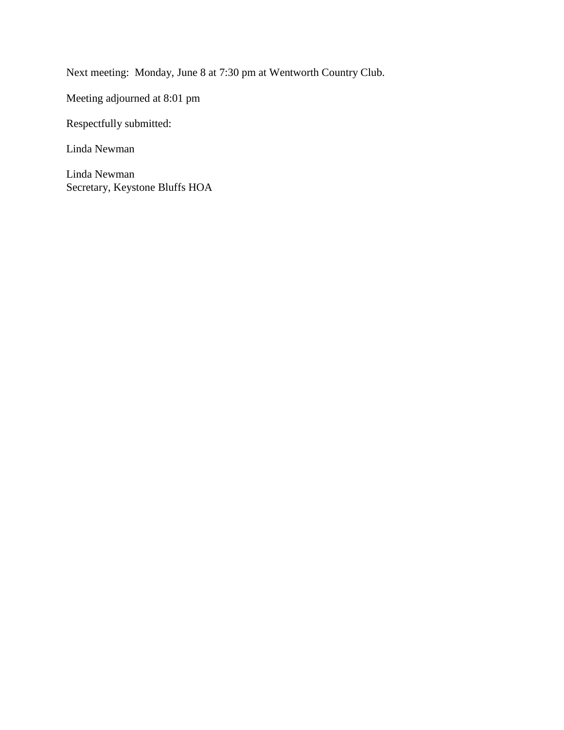Next meeting: Monday, June 8 at 7:30 pm at Wentworth Country Club.

Meeting adjourned at 8:01 pm

Respectfully submitted:

Linda Newman

Linda Newman  
Secretary, Keystone Bluffs HOA